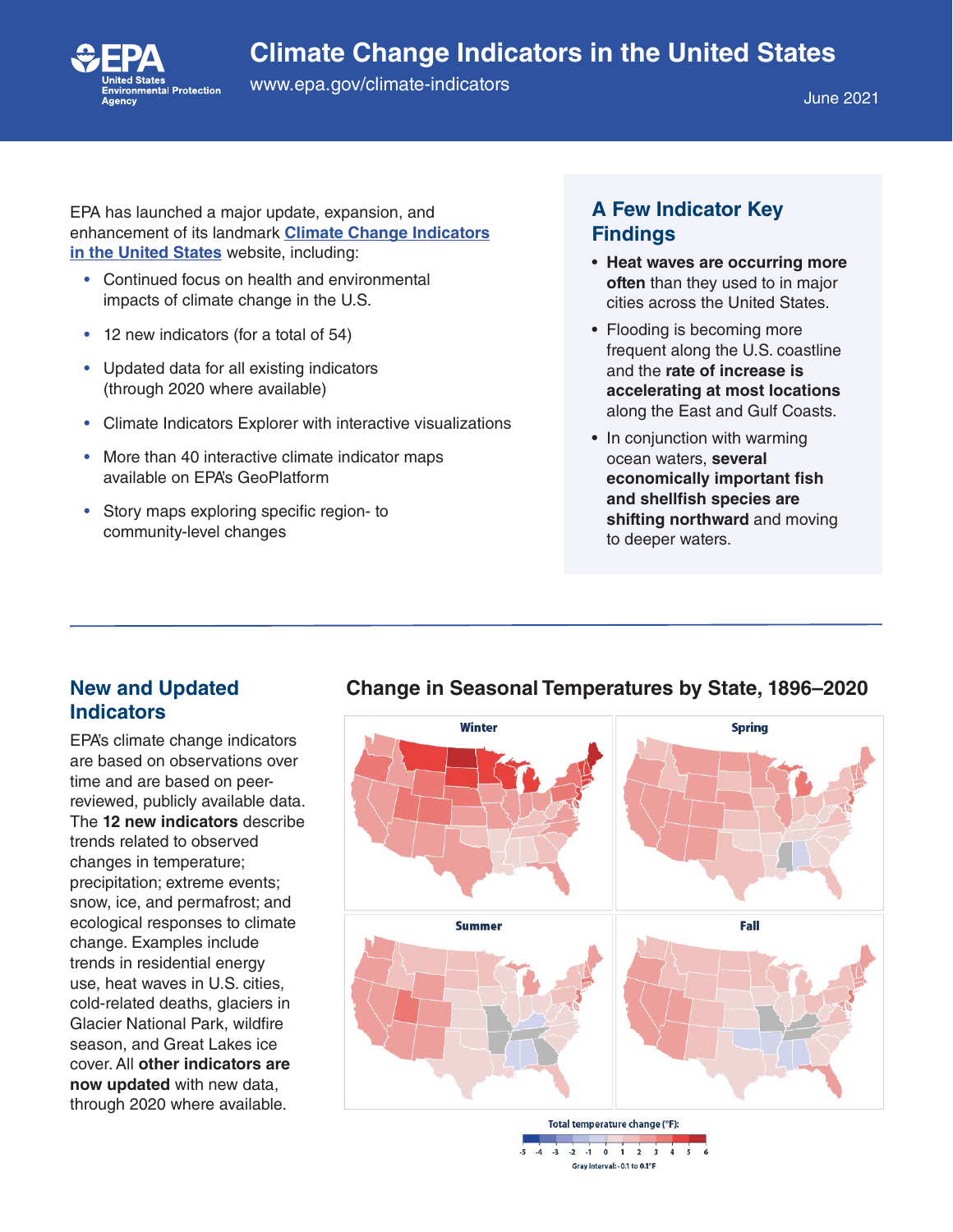# Climate Change Indicators in the United States

www.epa.gov/climate-indicators

June 2021

EPA has launched a major update, expansion, and enhancement of its landmark **Climate Change Indicators in the United States** website, including:

- Continued focus on health and environmental impacts of climate change in the U.S.
- 12 new indicators (for a total of 54)
- Updated data for all existing indicators (through 2020 where available)
- Climate Indicators Explorer with interactive visualizations
- More than 40 interactive climate indicator maps available on EPA's GeoPlatform
- Story maps exploring specific region- to community-level changes

## A Few Indicator Key Findings

- **Heat waves are occurring more often** than they used to in major cities across the United States.
- Flooding is becoming more frequent along the U.S. coastline and the **rate of increase is accelerating at most locations** along the East and Gulf Coasts.
- In conjunction with warming ocean waters, **several economically important fish and shellfish species are shifting northward** and moving to deeper waters.

## New and Updated Indicators

EPA's climate change indicators are based on observations over time and are based on peer-reviewed, publicly available data. The **12 new indicators** describe trends related to observed changes in temperature; precipitation; extreme events; snow, ice, and permafrost; and ecological responses to climate change. Examples include trends in residential energy use, heat waves in U.S. cities, cold-related deaths, glaciers in Glacier National Park, wildfire season, and Great Lakes ice cover. All **other indicators are now updated** with new data, through 2020 where available.

### Change in Seasonal Temperatures by State, 1896–2020

Winter | Spring | Summer | Fall

Total temperature change (°F): -5 -4 -3 -2 -1 0 1 2 3 4 5 6

Gray interval: -0.1 to 0.1°F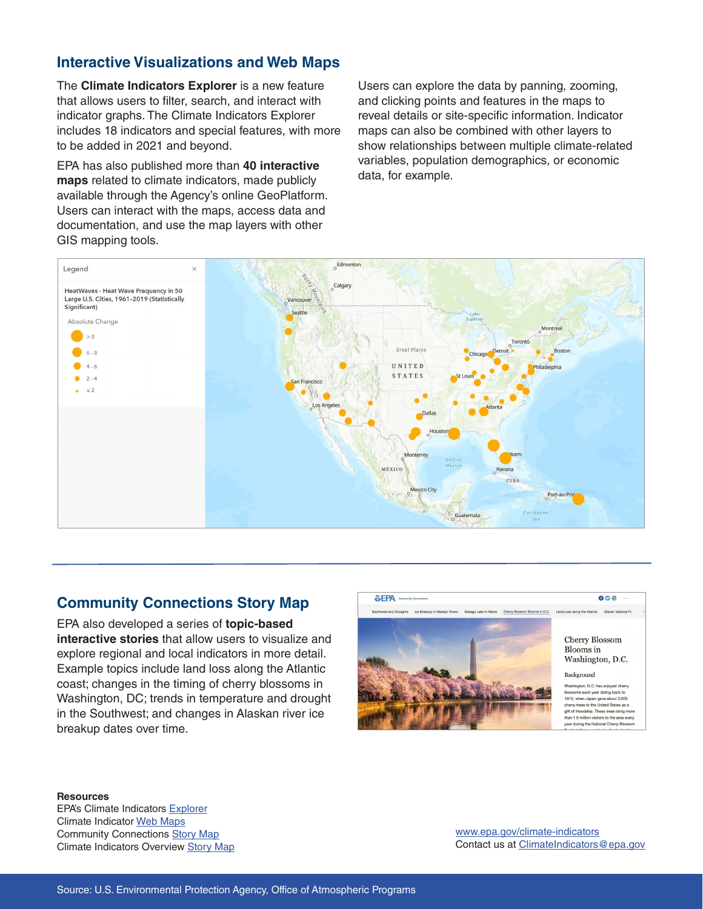## Interactive Visualizations and Web Maps

The **Climate Indicators Explorer** is a new feature that allows users to filter, search, and interact with indicator graphs. The Climate Indicators Explorer includes 18 indicators and special features, with more to be added in 2021 and beyond.

EPA has also published more than **40 interactive maps** related to climate indicators, made publicly available through the Agency's online GeoPlatform. Users can interact with the maps, access data and documentation, and use the map layers with other GIS mapping tools.

Users can explore the data by panning, zooming, and clicking points and features in the maps to reveal details or site-specific information. Indicator maps can also be combined with other layers to show relationships between multiple climate-related variables, population demographics, or economic data, for example.

Legend

HeatWaves - Heat Wave Frequency in 50 Large U.S. Cities, 1961-2019 (Statistically Significant)

Absolute Change

> 8

6 - 8

4 - 6

2 - 4

≤ 2

## Community Connections Story Map

EPA also developed a series of **topic-based interactive stories** that allow users to visualize and explore regional and local indicators in more detail. Example topics include land loss along the Atlantic coast; changes in the timing of cherry blossoms in Washington, DC; trends in temperature and drought in the Southwest; and changes in Alaskan river ice breakup dates over time.

**Resources**

EPA's Climate Indicators Explorer
Climate Indicator Web Maps
Community Connections Story Map
Climate Indicators Overview Story Map

www.epa.gov/climate-indicators
Contact us at ClimateIndicators@epa.gov

Source: U.S. Environmental Protection Agency, Office of Atmospheric Programs